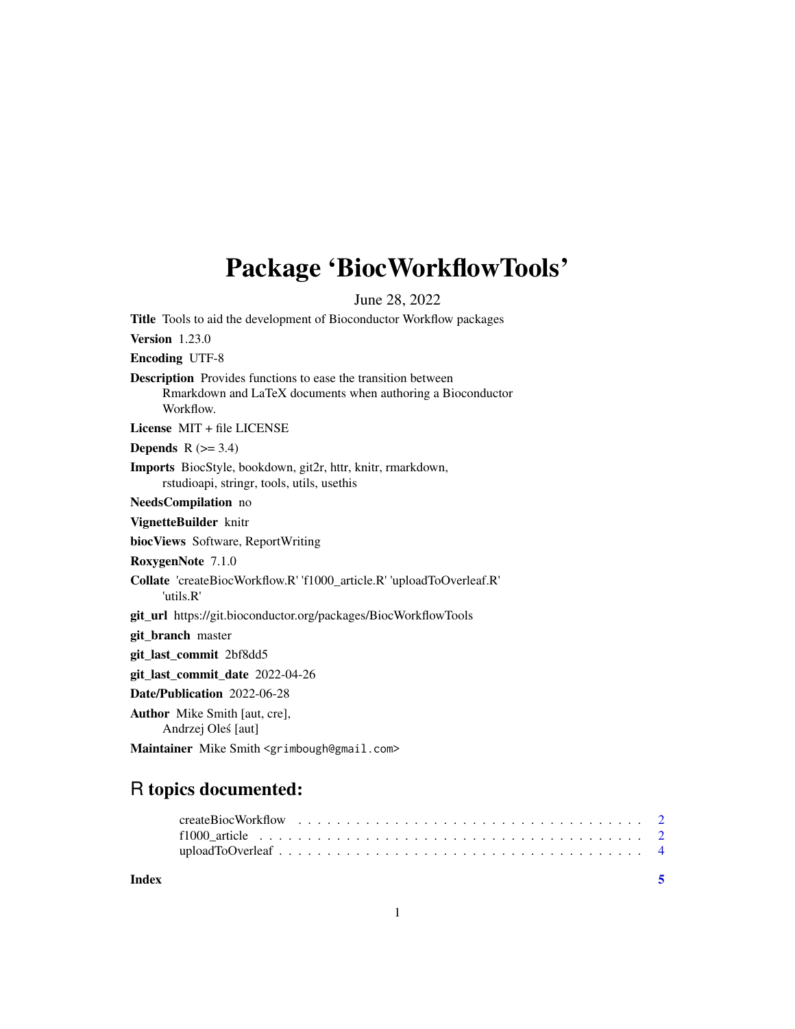# Package 'BiocWorkflowTools'

June 28, 2022

**Title** Tools to aid the development of Bioconductor Workflow packages

**Version** 1.23.0

**Encoding** UTF-8

**Description** Provides functions to ease the transition between Rmarkdown and LaTeX documents when authoring a Bioconductor Workflow.

**License** MIT + file LICENSE

**Depends** R (>= 3.4)

**Imports** BiocStyle, bookdown, git2r, httr, knitr, rmarkdown, rstudioapi, stringr, tools, utils, usethis

**NeedsCompilation** no

**VignetteBuilder** knitr

**biocViews** Software, ReportWriting

**RoxygenNote** 7.1.0

**Collate** 'createBiocWorkflow.R' 'f1000_article.R' 'uploadToOverleaf.R' 'utils.R'

**git_url** https://git.bioconductor.org/packages/BiocWorkflowTools

**git_branch** master

**git_last_commit** 2bf8dd5

**git_last_commit_date** 2022-04-26

**Date/Publication** 2022-06-28

**Author** Mike Smith [aut, cre], Andrzej Oleś [aut]

**Maintainer** Mike Smith <grimbough@gmail.com>

## R topics documented:

- createBiocWorkflow . . . . . . . . . . . . . . . . . . . . . . . . . . . . . . . . . . . 2
- f1000_article . . . . . . . . . . . . . . . . . . . . . . . . . . . . . . . . . . . . . . 2
- uploadToOverleaf . . . . . . . . . . . . . . . . . . . . . . . . . . . . . . . . . . . . 4

**Index** **5**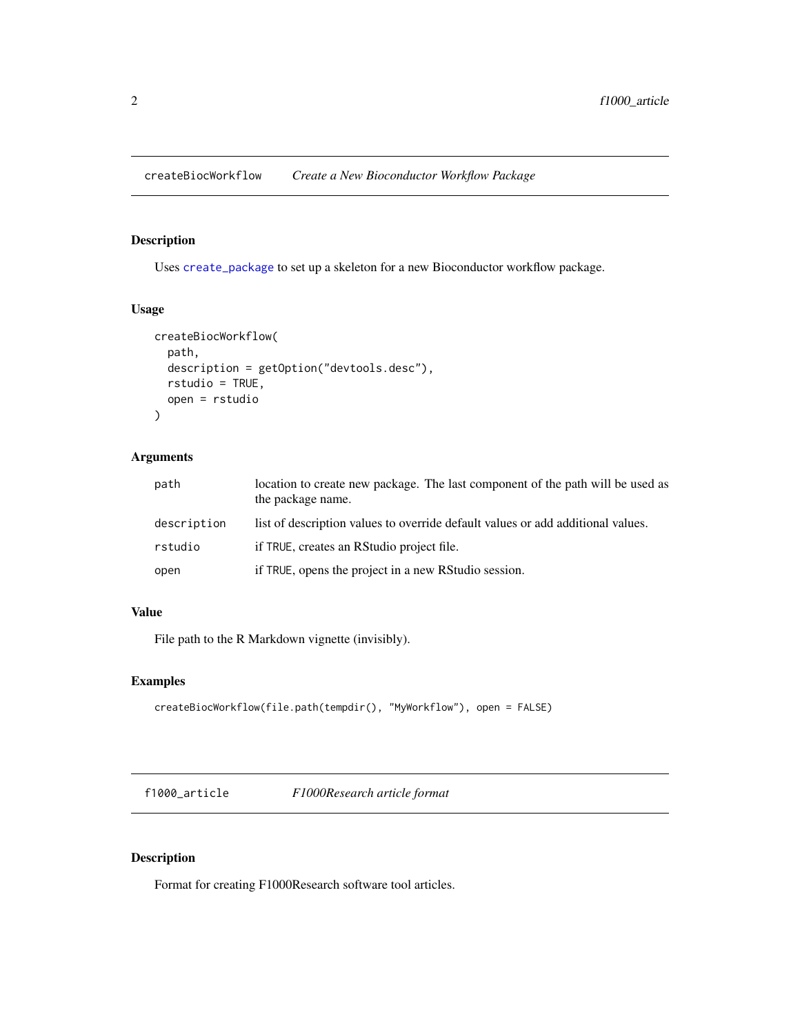## createBiocWorkflow *Create a New Bioconductor Workflow Package*

### Description

Uses `create_package` to set up a skeleton for a new Bioconductor workflow package.

### Usage

```
createBiocWorkflow(
  path,
  description = getOption("devtools.desc"),
  rstudio = TRUE,
  open = rstudio
)
```

### Arguments

| | |
|---|---|
| path | location to create new package. The last component of the path will be used as the package name. |
| description | list of description values to override default values or add additional values. |
| rstudio | if TRUE, creates an RStudio project file. |
| open | if TRUE, opens the project in a new RStudio session. |

### Value

File path to the R Markdown vignette (invisibly).

### Examples

```
createBiocWorkflow(file.path(tempdir(), "MyWorkflow"), open = FALSE)
```

## f1000_article *F1000Research article format*

### Description

Format for creating F1000Research software tool articles.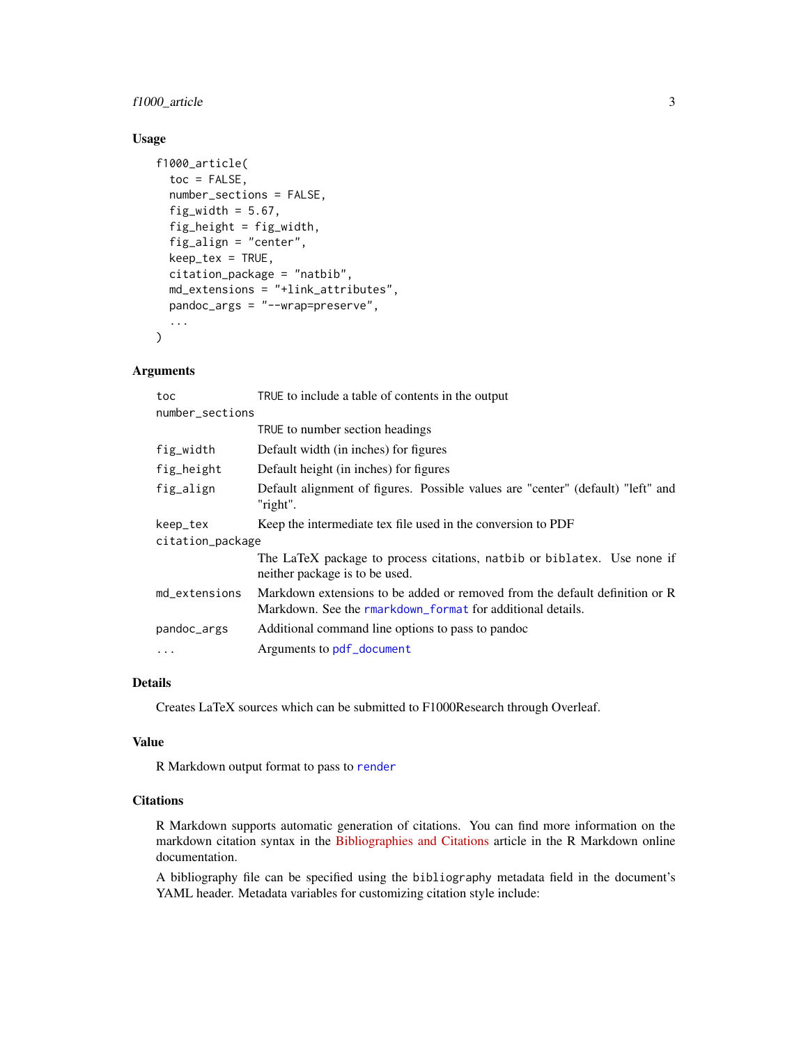### Usage

```
f1000_article(
  toc = FALSE,
  number_sections = FALSE,
  fig_width = 5.67,
  fig_height = fig_width,
  fig_align = "center",
  keep_tex = TRUE,
  citation_package = "natbib",
  md_extensions = "+link_attributes",
  pandoc_args = "--wrap=preserve",
  ...
)
```

### Arguments

| Argument | Description |
|---|---|
| `toc` | `TRUE` to include a table of contents in the output |
| `number_sections` | `TRUE` to number section headings |
| `fig_width` | Default width (in inches) for figures |
| `fig_height` | Default height (in inches) for figures |
| `fig_align` | Default alignment of figures. Possible values are "center" (default) "left" and "right". |
| `keep_tex` | Keep the intermediate tex file used in the conversion to PDF |
| `citation_package` | The LaTeX package to process citations, `natbib` or `biblatex`. Use none if neither package is to be used. |
| `md_extensions` | Markdown extensions to be added or removed from the default definition or R Markdown. See the `rmarkdown_format` for additional details. |
| `pandoc_args` | Additional command line options to pass to pandoc |
| `...` | Arguments to `pdf_document` |

### Details

Creates LaTeX sources which can be submitted to F1000Research through Overleaf.

### Value

R Markdown output format to pass to `render`

### Citations

R Markdown supports automatic generation of citations. You can find more information on the markdown citation syntax in the Bibliographies and Citations article in the R Markdown online documentation.

A bibliography file can be specified using the `bibliography` metadata field in the document's YAML header. Metadata variables for customizing citation style include: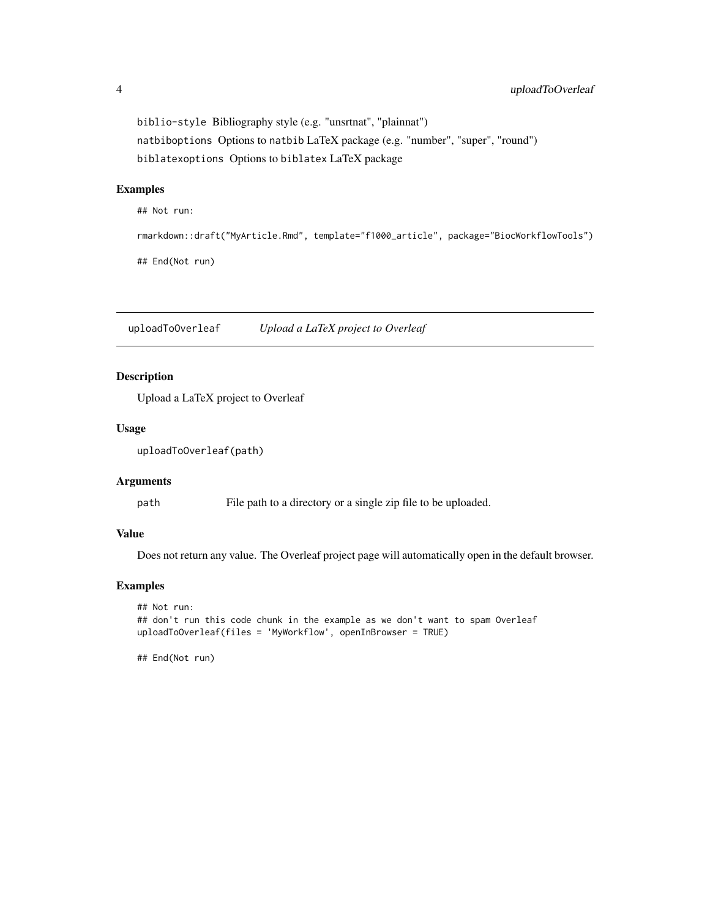`biblio-style` Bibliography style (e.g. "unsrtnat", "plainnat")

`natbiboptions` Options to `natbib` LaTeX package (e.g. "number", "super", "round")

`biblatexoptions` Options to `biblatex` LaTeX package

### Examples

```
## Not run:

rmarkdown::draft("MyArticle.Rmd", template="f1000_article", package="BiocWorkflowTools")

## End(Not run)
```

---

## `uploadToOverleaf` *Upload a LaTeX project to Overleaf*

---

### Description

Upload a LaTeX project to Overleaf

### Usage

```
uploadToOverleaf(path)
```

### Arguments

| | |
|---|---|
| `path` | File path to a directory or a single zip file to be uploaded. |

### Value

Does not return any value. The Overleaf project page will automatically open in the default browser.

### Examples

```
## Not run:
## don't run this code chunk in the example as we don't want to spam Overleaf
uploadToOverleaf(files = 'MyWorkflow', openInBrowser = TRUE)

## End(Not run)
```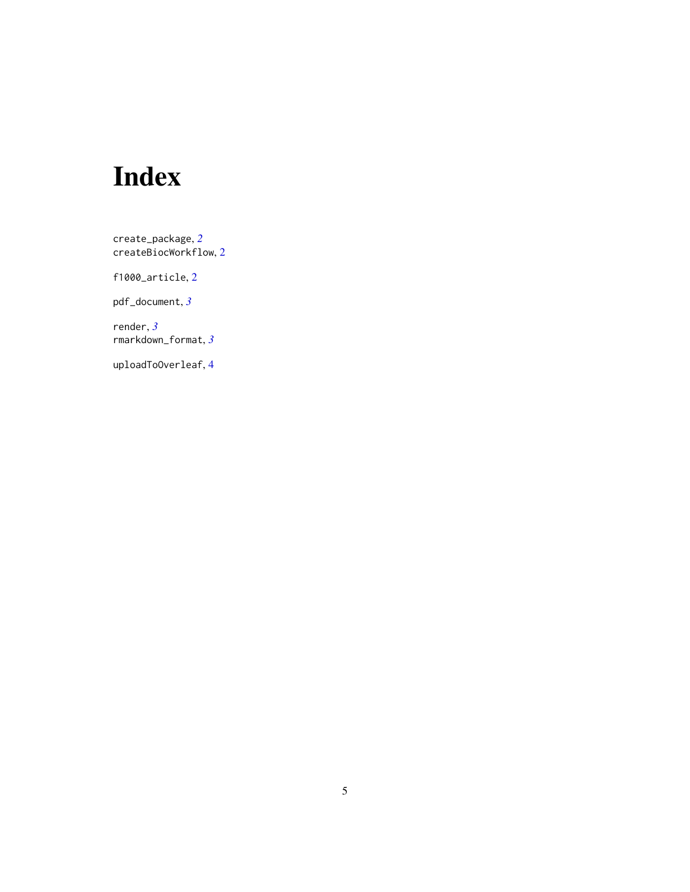# Index

create_package, *2*
createBiocWorkflow, 2

f1000_article, 2

pdf_document, *3*

render, *3*
rmarkdown_format, *3*

uploadToOverleaf, 4